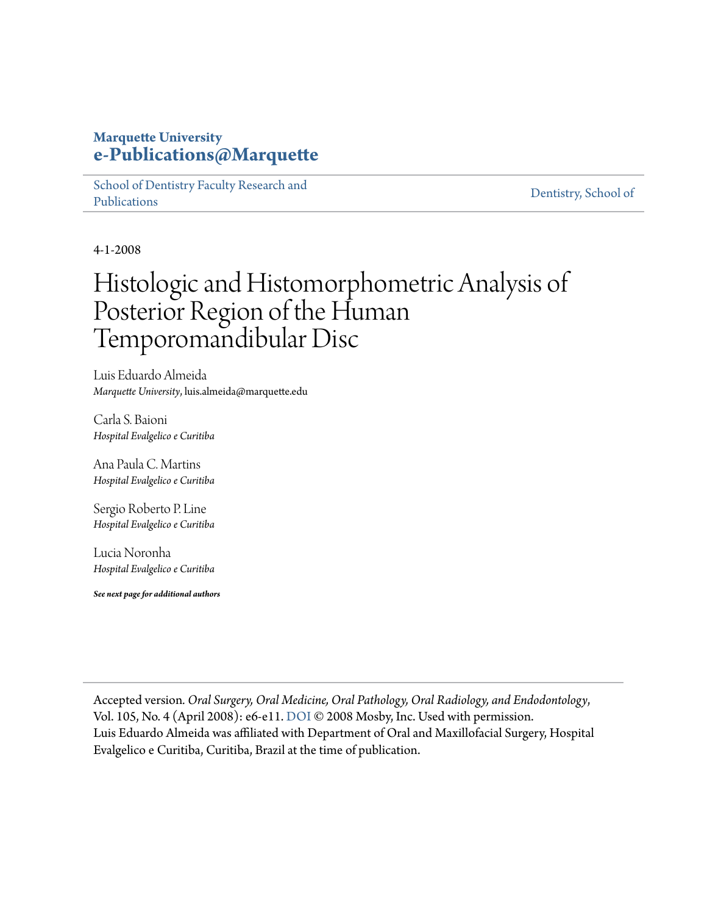**Marquette University**
**e-Publications@Marquette**

School of Dentistry Faculty Research and Publications | Dentistry, School of

4-1-2008

# Histologic and Histomorphometric Analysis of Posterior Region of the Human Temporomandibular Disc

Luis Eduardo Almeida
*Marquette University*, luis.almeida@marquette.edu

Carla S. Baioni
*Hospital Evalgelico e Curitiba*

Ana Paula C. Martins
*Hospital Evalgelico e Curitiba*

Sergio Roberto P. Line
*Hospital Evalgelico e Curitiba*

Lucia Noronha
*Hospital Evalgelico e Curitiba*

***See next page for additional authors***

Accepted version. *Oral Surgery, Oral Medicine, Oral Pathology, Oral Radiology, and Endodontology*, Vol. 105, No. 4 (April 2008): e6-e11. DOI © 2008 Mosby, Inc. Used with permission.
Luis Eduardo Almeida was affiliated with Department of Oral and Maxillofacial Surgery, Hospital Evalgelico e Curitiba, Curitiba, Brazil at the time of publication.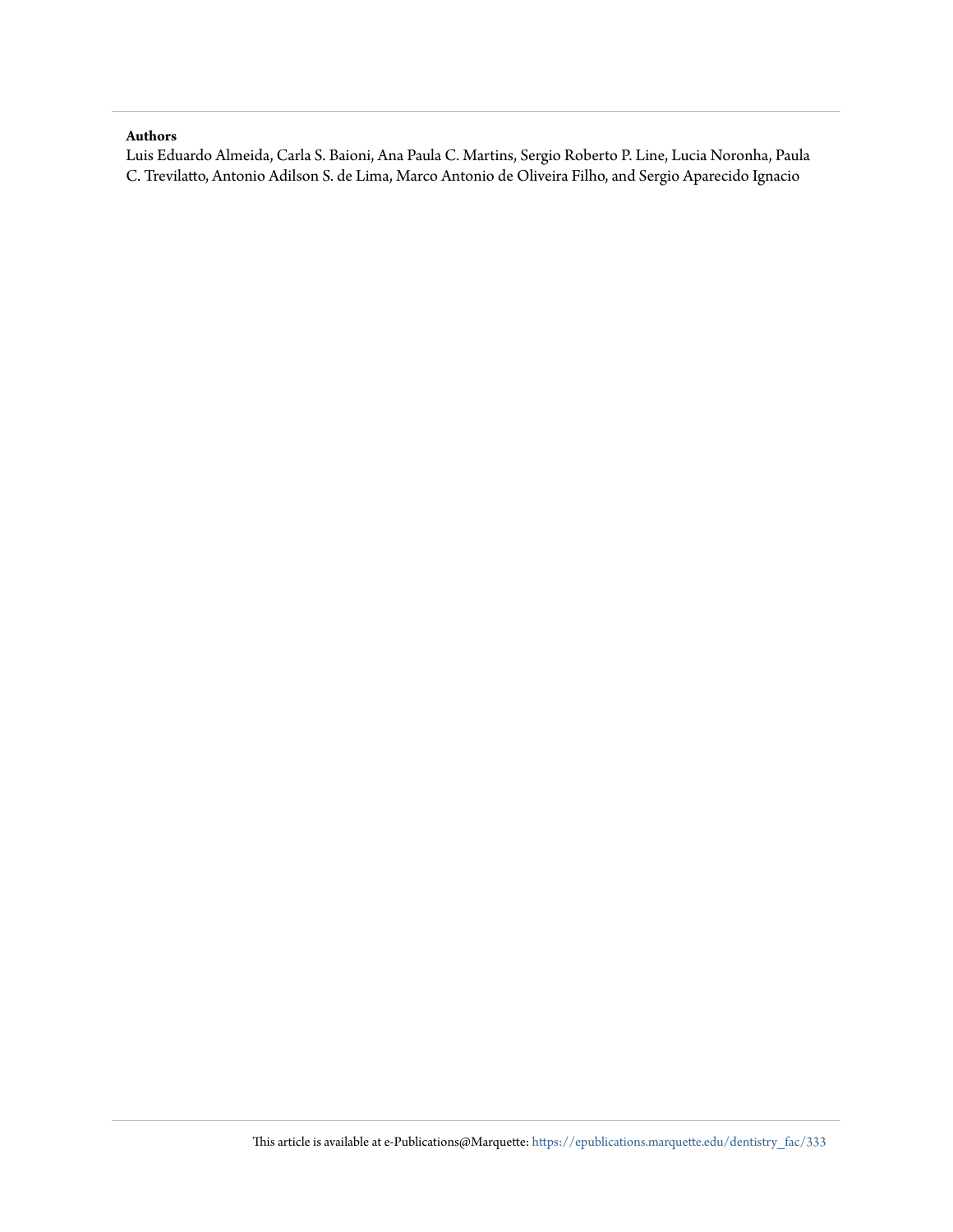**Authors**

Luis Eduardo Almeida, Carla S. Baioni, Ana Paula C. Martins, Sergio Roberto P. Line, Lucia Noronha, Paula C. Trevilatto, Antonio Adilson S. de Lima, Marco Antonio de Oliveira Filho, and Sergio Aparecido Ignacio

This article is available at e-Publications@Marquette: https://epublications.marquette.edu/dentistry_fac/333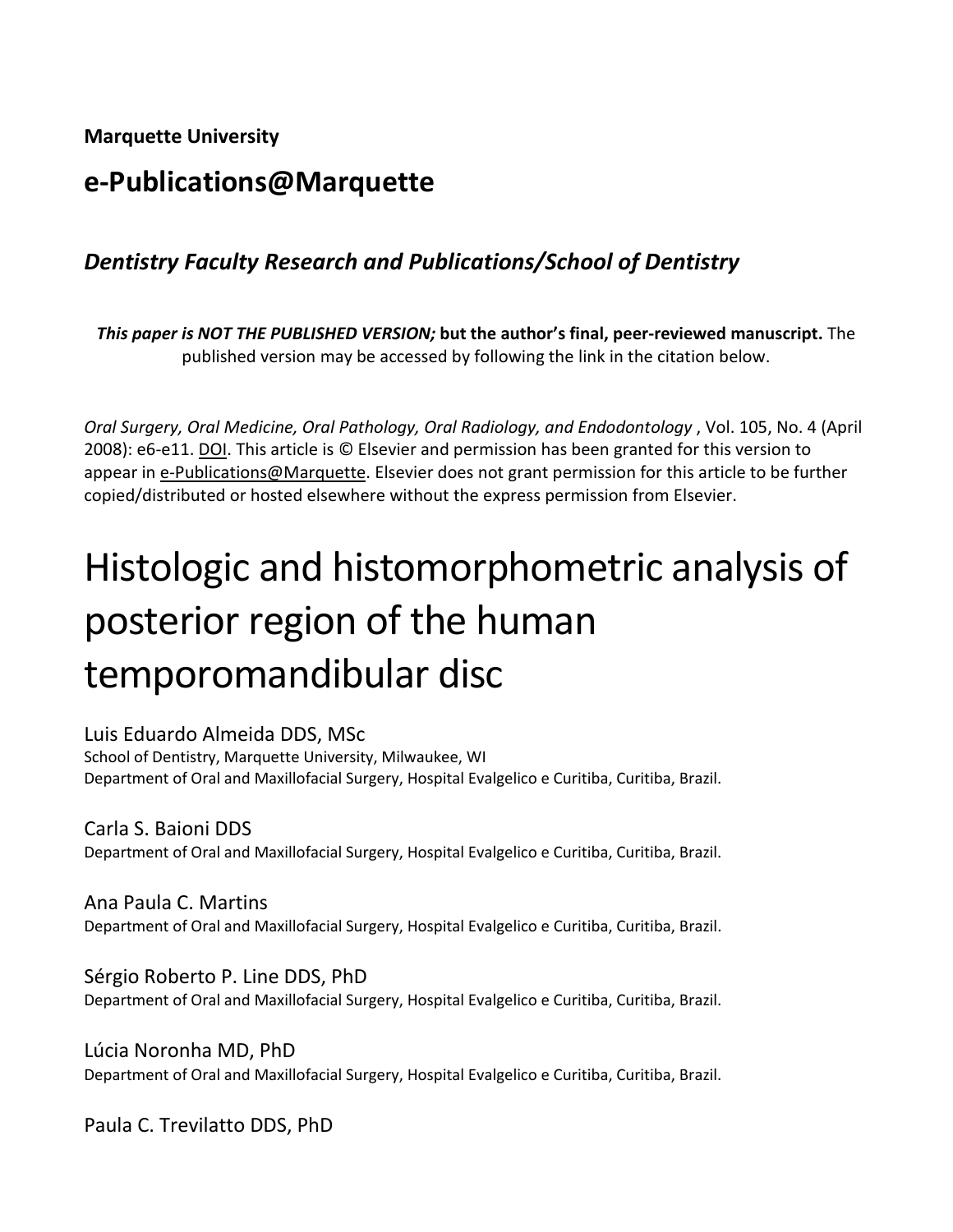**Marquette University**

## e-Publications@Marquette

### *Dentistry Faculty Research and Publications/School of Dentistry*

***This paper is NOT THE PUBLISHED VERSION;* but the author's final, peer-reviewed manuscript.** The published version may be accessed by following the link in the citation below.

*Oral Surgery, Oral Medicine, Oral Pathology, Oral Radiology, and Endodontology* , Vol. 105, No. 4 (April 2008): e6-e11. DOI. This article is © Elsevier and permission has been granted for this version to appear in e-Publications@Marquette. Elsevier does not grant permission for this article to be further copied/distributed or hosted elsewhere without the express permission from Elsevier.

# Histologic and histomorphometric analysis of posterior region of the human temporomandibular disc

Luis Eduardo Almeida DDS, MSc
School of Dentistry, Marquette University, Milwaukee, WI
Department of Oral and Maxillofacial Surgery, Hospital Evalgelico e Curitiba, Curitiba, Brazil.

Carla S. Baioni DDS
Department of Oral and Maxillofacial Surgery, Hospital Evalgelico e Curitiba, Curitiba, Brazil.

Ana Paula C. Martins
Department of Oral and Maxillofacial Surgery, Hospital Evalgelico e Curitiba, Curitiba, Brazil.

Sérgio Roberto P. Line DDS, PhD
Department of Oral and Maxillofacial Surgery, Hospital Evalgelico e Curitiba, Curitiba, Brazil.

Lúcia Noronha MD, PhD
Department of Oral and Maxillofacial Surgery, Hospital Evalgelico e Curitiba, Curitiba, Brazil.

Paula C. Trevilatto DDS, PhD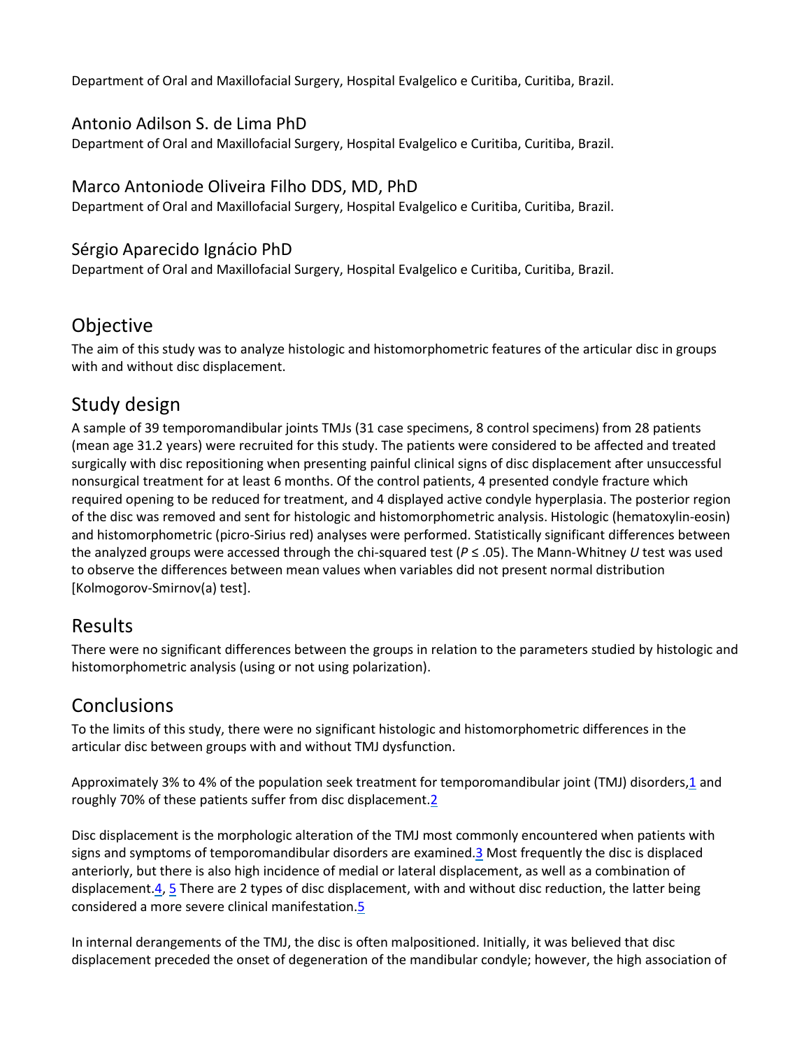Department of Oral and Maxillofacial Surgery, Hospital Evalgelico e Curitiba, Curitiba, Brazil.

Antonio Adilson S. de Lima PhD

Department of Oral and Maxillofacial Surgery, Hospital Evalgelico e Curitiba, Curitiba, Brazil.

Marco Antoniode Oliveira Filho DDS, MD, PhD

Department of Oral and Maxillofacial Surgery, Hospital Evalgelico e Curitiba, Curitiba, Brazil.

Sérgio Aparecido Ignácio PhD

Department of Oral and Maxillofacial Surgery, Hospital Evalgelico e Curitiba, Curitiba, Brazil.

## Objective

The aim of this study was to analyze histologic and histomorphometric features of the articular disc in groups with and without disc displacement.

## Study design

A sample of 39 temporomandibular joints TMJs (31 case specimens, 8 control specimens) from 28 patients (mean age 31.2 years) were recruited for this study. The patients were considered to be affected and treated surgically with disc repositioning when presenting painful clinical signs of disc displacement after unsuccessful nonsurgical treatment for at least 6 months. Of the control patients, 4 presented condyle fracture which required opening to be reduced for treatment, and 4 displayed active condyle hyperplasia. The posterior region of the disc was removed and sent for histologic and histomorphometric analysis. Histologic (hematoxylin-eosin) and histomorphometric (picro-Sirius red) analyses were performed. Statistically significant differences between the analyzed groups were accessed through the chi-squared test ($P \leq .05$). The Mann-Whitney *U* test was used to observe the differences between mean values when variables did not present normal distribution [Kolmogorov-Smirnov(a) test].

## Results

There were no significant differences between the groups in relation to the parameters studied by histologic and histomorphometric analysis (using or not using polarization).

## Conclusions

To the limits of this study, there were no significant histologic and histomorphometric differences in the articular disc between groups with and without TMJ dysfunction.

Approximately 3% to 4% of the population seek treatment for temporomandibular joint (TMJ) disorders,[1] and roughly 70% of these patients suffer from disc displacement.[2]

Disc displacement is the morphologic alteration of the TMJ most commonly encountered when patients with signs and symptoms of temporomandibular disorders are examined.[3] Most frequently the disc is displaced anteriorly, but there is also high incidence of medial or lateral displacement, as well as a combination of displacement.[4], [5] There are 2 types of disc displacement, with and without disc reduction, the latter being considered a more severe clinical manifestation.[5]

In internal derangements of the TMJ, the disc is often malpositioned. Initially, it was believed that disc displacement preceded the onset of degeneration of the mandibular condyle; however, the high association of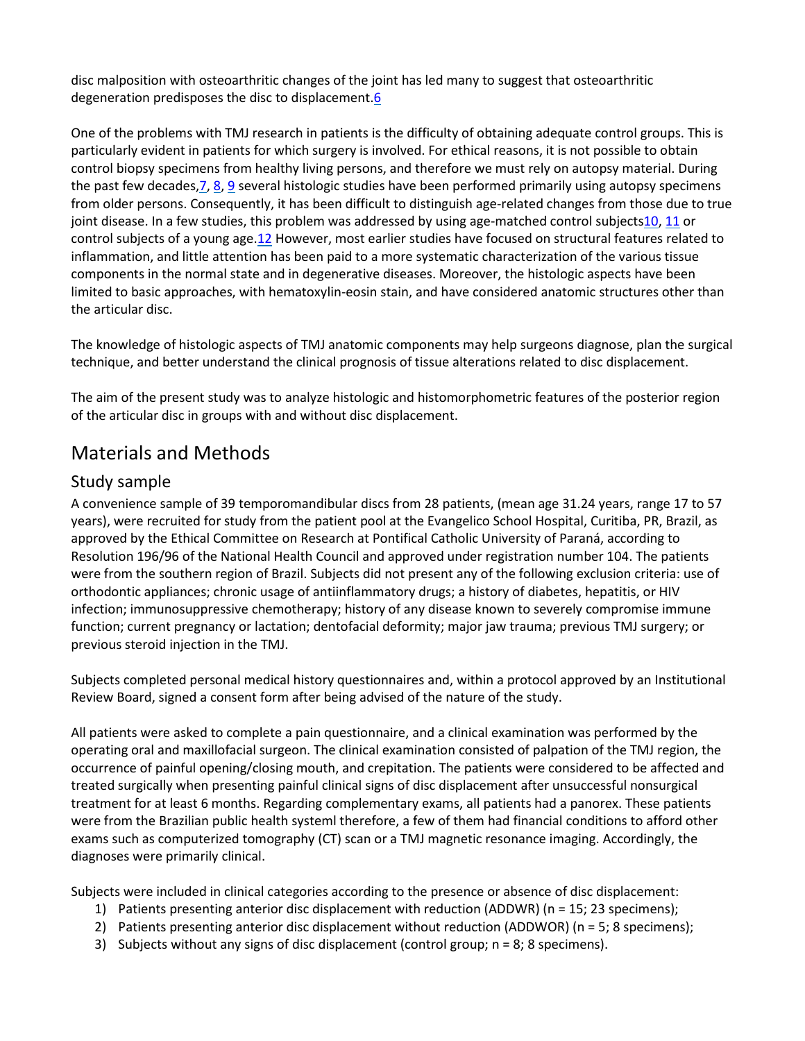disc malposition with osteoarthritic changes of the joint has led many to suggest that osteoarthritic degeneration predisposes the disc to displacement.[6]

One of the problems with TMJ research in patients is the difficulty of obtaining adequate control groups. This is particularly evident in patients for which surgery is involved. For ethical reasons, it is not possible to obtain control biopsy specimens from healthy living persons, and therefore we must rely on autopsy material. During the past few decades,[7], [8], [9] several histologic studies have been performed primarily using autopsy specimens from older persons. Consequently, it has been difficult to distinguish age-related changes from those due to true joint disease. In a few studies, this problem was addressed by using age-matched control subjects[10], [11] or control subjects of a young age.[12] However, most earlier studies have focused on structural features related to inflammation, and little attention has been paid to a more systematic characterization of the various tissue components in the normal state and in degenerative diseases. Moreover, the histologic aspects have been limited to basic approaches, with hematoxylin-eosin stain, and have considered anatomic structures other than the articular disc.

The knowledge of histologic aspects of TMJ anatomic components may help surgeons diagnose, plan the surgical technique, and better understand the clinical prognosis of tissue alterations related to disc displacement.

The aim of the present study was to analyze histologic and histomorphometric features of the posterior region of the articular disc in groups with and without disc displacement.

## Materials and Methods

### Study sample

A convenience sample of 39 temporomandibular discs from 28 patients, (mean age 31.24 years, range 17 to 57 years), were recruited for study from the patient pool at the Evangelico School Hospital, Curitiba, PR, Brazil, as approved by the Ethical Committee on Research at Pontifical Catholic University of Paraná, according to Resolution 196/96 of the National Health Council and approved under registration number 104. The patients were from the southern region of Brazil. Subjects did not present any of the following exclusion criteria: use of orthodontic appliances; chronic usage of antiinflammatory drugs; a history of diabetes, hepatitis, or HIV infection; immunosuppressive chemotherapy; history of any disease known to severely compromise immune function; current pregnancy or lactation; dentofacial deformity; major jaw trauma; previous TMJ surgery; or previous steroid injection in the TMJ.

Subjects completed personal medical history questionnaires and, within a protocol approved by an Institutional Review Board, signed a consent form after being advised of the nature of the study.

All patients were asked to complete a pain questionnaire, and a clinical examination was performed by the operating oral and maxillofacial surgeon. The clinical examination consisted of palpation of the TMJ region, the occurrence of painful opening/closing mouth, and crepitation. The patients were considered to be affected and treated surgically when presenting painful clinical signs of disc displacement after unsuccessful nonsurgical treatment for at least 6 months. Regarding complementary exams, all patients had a panorex. These patients were from the Brazilian public health systeml therefore, a few of them had financial conditions to afford other exams such as computerized tomography (CT) scan or a TMJ magnetic resonance imaging. Accordingly, the diagnoses were primarily clinical.

Subjects were included in clinical categories according to the presence or absence of disc displacement:

1) Patients presenting anterior disc displacement with reduction (ADDWR) (n = 15; 23 specimens);
2) Patients presenting anterior disc displacement without reduction (ADDWOR) (n = 5; 8 specimens);
3) Subjects without any signs of disc displacement (control group; n = 8; 8 specimens).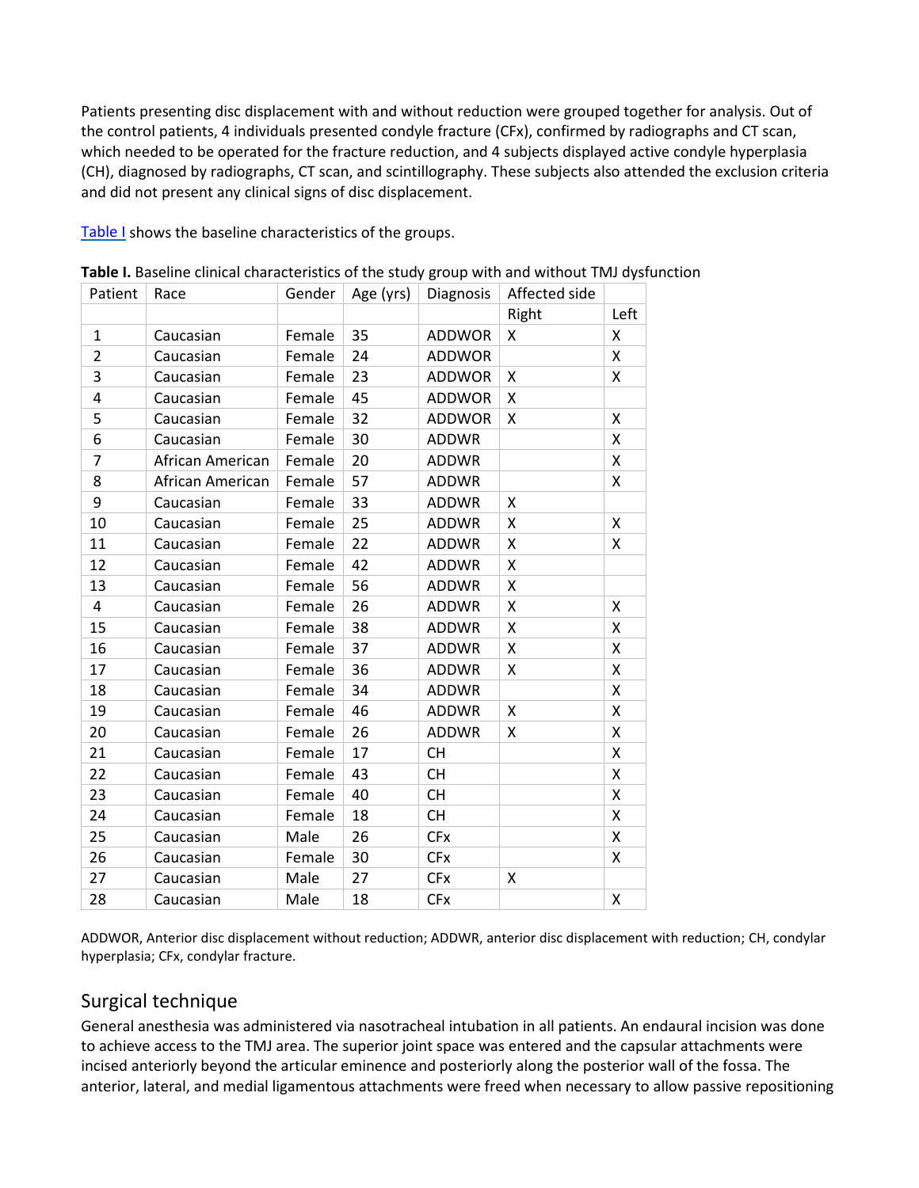Patients presenting disc displacement with and without reduction were grouped together for analysis. Out of the control patients, 4 individuals presented condyle fracture (CFx), confirmed by radiographs and CT scan, which needed to be operated for the fracture reduction, and 4 subjects displayed active condyle hyperplasia (CH), diagnosed by radiographs, CT scan, and scintillography. These subjects also attended the exclusion criteria and did not present any clinical signs of disc displacement.

Table I shows the baseline characteristics of the groups.

**Table I.** Baseline clinical characteristics of the study group with and without TMJ dysfunction

| Patient | Race | Gender | Age (yrs) | Diagnosis | Affected side | |
|---|---|---|---|---|---|---|
| | | | | | Right | Left |
| 1 | Caucasian | Female | 35 | ADDWOR | X | X |
| 2 | Caucasian | Female | 24 | ADDWOR | | X |
| 3 | Caucasian | Female | 23 | ADDWOR | X | X |
| 4 | Caucasian | Female | 45 | ADDWOR | X | |
| 5 | Caucasian | Female | 32 | ADDWOR | X | X |
| 6 | Caucasian | Female | 30 | ADDWR | | X |
| 7 | African American | Female | 20 | ADDWR | | X |
| 8 | African American | Female | 57 | ADDWR | | X |
| 9 | Caucasian | Female | 33 | ADDWR | X | |
| 10 | Caucasian | Female | 25 | ADDWR | X | X |
| 11 | Caucasian | Female | 22 | ADDWR | X | X |
| 12 | Caucasian | Female | 42 | ADDWR | X | |
| 13 | Caucasian | Female | 56 | ADDWR | X | |
| 4 | Caucasian | Female | 26 | ADDWR | X | X |
| 15 | Caucasian | Female | 38 | ADDWR | X | X |
| 16 | Caucasian | Female | 37 | ADDWR | X | X |
| 17 | Caucasian | Female | 36 | ADDWR | X | X |
| 18 | Caucasian | Female | 34 | ADDWR | | X |
| 19 | Caucasian | Female | 46 | ADDWR | X | X |
| 20 | Caucasian | Female | 26 | ADDWR | X | X |
| 21 | Caucasian | Female | 17 | CH | | X |
| 22 | Caucasian | Female | 43 | CH | | X |
| 23 | Caucasian | Female | 40 | CH | | X |
| 24 | Caucasian | Female | 18 | CH | | X |
| 25 | Caucasian | Male | 26 | CFx | | X |
| 26 | Caucasian | Female | 30 | CFx | | X |
| 27 | Caucasian | Male | 27 | CFx | X | |
| 28 | Caucasian | Male | 18 | CFx | | X |

ADDWOR, Anterior disc displacement without reduction; ADDWR, anterior disc displacement with reduction; CH, condylar hyperplasia; CFx, condylar fracture.

## Surgical technique

General anesthesia was administered via nasotracheal intubation in all patients. An endaural incision was done to achieve access to the TMJ area. The superior joint space was entered and the capsular attachments were incised anteriorly beyond the articular eminence and posteriorly along the posterior wall of the fossa. The anterior, lateral, and medial ligamentous attachments were freed when necessary to allow passive repositioning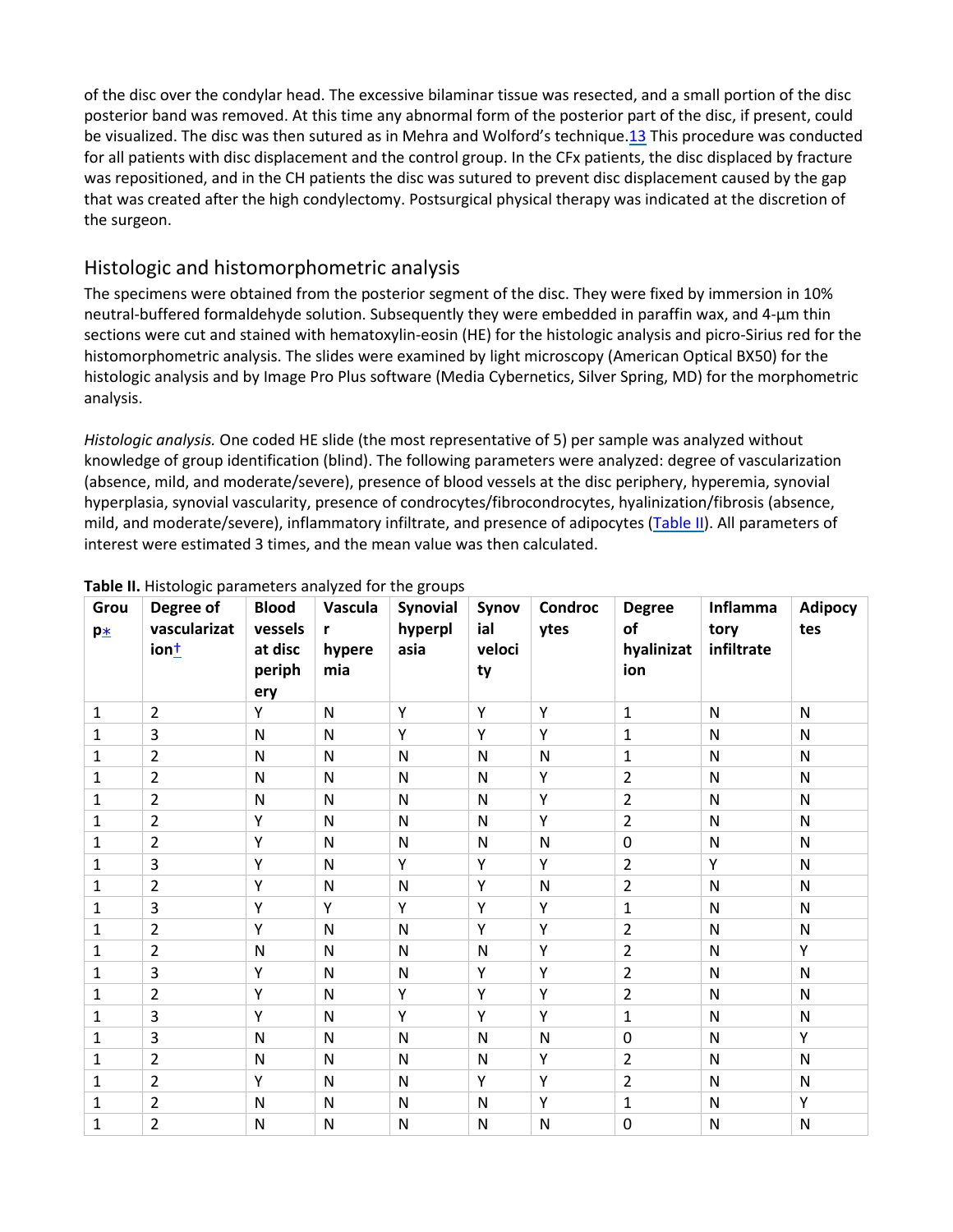of the disc over the condylar head. The excessive bilaminar tissue was resected, and a small portion of the disc posterior band was removed. At this time any abnormal form of the posterior part of the disc, if present, could be visualized. The disc was then sutured as in Mehra and Wolford's technique.13 This procedure was conducted for all patients with disc displacement and the control group. In the CFx patients, the disc displaced by fracture was repositioned, and in the CH patients the disc was sutured to prevent disc displacement caused by the gap that was created after the high condylectomy. Postsurgical physical therapy was indicated at the discretion of the surgeon.

## Histologic and histomorphometric analysis

The specimens were obtained from the posterior segment of the disc. They were fixed by immersion in 10% neutral-buffered formaldehyde solution. Subsequently they were embedded in paraffin wax, and 4-µm thin sections were cut and stained with hematoxylin-eosin (HE) for the histologic analysis and picro-Sirius red for the histomorphometric analysis. The slides were examined by light microscopy (American Optical BX50) for the histologic analysis and by Image Pro Plus software (Media Cybernetics, Silver Spring, MD) for the morphometric analysis.

*Histologic analysis.* One coded HE slide (the most representative of 5) per sample was analyzed without knowledge of group identification (blind). The following parameters were analyzed: degree of vascularization (absence, mild, and moderate/severe), presence of blood vessels at the disc periphery, hyperemia, synovial hyperplasia, synovial vascularity, presence of condrocytes/fibrocondrocytes, hyalinization/fibrosis (absence, mild, and moderate/severe), inflammatory infiltrate, and presence of adipocytes (Table II). All parameters of interest were estimated 3 times, and the mean value was then calculated.

**Table II.** Histologic parameters analyzed for the groups

| Group* | Degree of vascularization† | Blood vessels at disc periphery | Vascular hyperemia | Synovial hyperplasia | Synovial velocity | Condrocytes | Degree of hyalinization | Inflammatory infiltrate | Adipocytes |
|---|---|---|---|---|---|---|---|---|---|
| 1 | 2 | Y | N | Y | Y | Y | 1 | N | N |
| 1 | 3 | N | N | Y | Y | Y | 1 | N | N |
| 1 | 2 | N | N | N | N | N | 1 | N | N |
| 1 | 2 | N | N | N | N | Y | 2 | N | N |
| 1 | 2 | N | N | N | N | Y | 2 | N | N |
| 1 | 2 | Y | N | N | N | Y | 2 | N | N |
| 1 | 2 | Y | N | N | N | N | 0 | N | N |
| 1 | 3 | Y | N | Y | Y | Y | 2 | Y | N |
| 1 | 2 | Y | N | N | Y | N | 2 | N | N |
| 1 | 3 | Y | Y | Y | Y | Y | 1 | N | N |
| 1 | 2 | Y | N | N | Y | Y | 2 | N | N |
| 1 | 2 | N | N | N | N | Y | 2 | N | Y |
| 1 | 3 | Y | N | N | Y | Y | 2 | N | N |
| 1 | 2 | Y | N | Y | Y | Y | 2 | N | N |
| 1 | 3 | Y | N | Y | Y | Y | 1 | N | N |
| 1 | 3 | N | N | N | N | N | 0 | N | Y |
| 1 | 2 | N | N | N | N | Y | 2 | N | N |
| 1 | 2 | Y | N | N | Y | Y | 2 | N | N |
| 1 | 2 | N | N | N | N | Y | 1 | N | Y |
| 1 | 2 | N | N | N | N | N | 0 | N | N |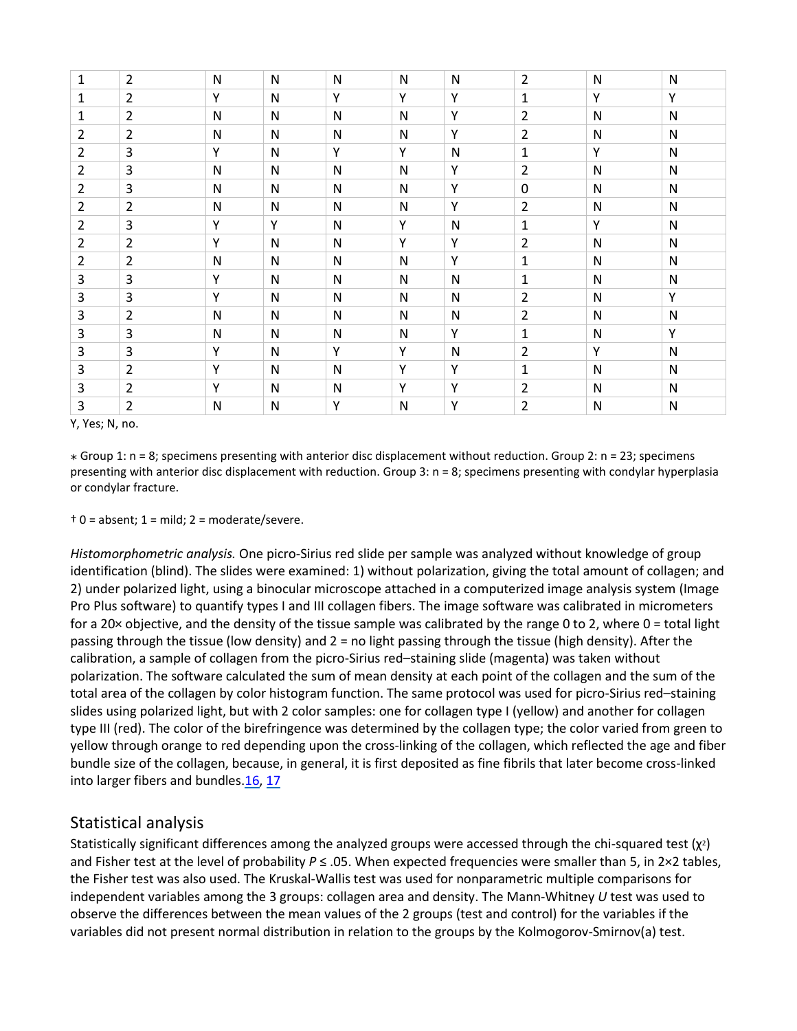| | | | | | | | | | |
|---|---|---|---|---|---|---|---|---|---|
| 1 | 2 | N | N | N | N | N | 2 | N | N |
| 1 | 2 | Y | N | Y | Y | Y | 1 | Y | Y |
| 1 | 2 | N | N | N | N | Y | 2 | N | N |
| 2 | 2 | N | N | N | N | Y | 2 | N | N |
| 2 | 3 | Y | N | Y | Y | N | 1 | Y | N |
| 2 | 3 | N | N | N | N | Y | 2 | N | N |
| 2 | 3 | N | N | N | N | Y | 0 | N | N |
| 2 | 2 | N | N | N | N | Y | 2 | N | N |
| 2 | 3 | Y | Y | N | Y | N | 1 | Y | N |
| 2 | 2 | Y | N | N | Y | Y | 2 | N | N |
| 2 | 2 | N | N | N | N | Y | 1 | N | N |
| 3 | 3 | Y | N | N | N | N | 1 | N | N |
| 3 | 3 | Y | N | N | N | N | 2 | N | Y |
| 3 | 2 | N | N | N | N | N | 2 | N | N |
| 3 | 3 | N | N | N | N | Y | 1 | N | Y |
| 3 | 3 | Y | N | Y | Y | N | 2 | Y | N |
| 3 | 2 | Y | N | N | Y | Y | 1 | N | N |
| 3 | 2 | Y | N | N | Y | Y | 2 | N | N |
| 3 | 2 | N | N | Y | N | Y | 2 | N | N |

Y, Yes; N, no.

∗ Group 1: n = 8; specimens presenting with anterior disc displacement without reduction. Group 2: n = 23; specimens presenting with anterior disc displacement with reduction. Group 3: n = 8; specimens presenting with condylar hyperplasia or condylar fracture.

† 0 = absent; 1 = mild; 2 = moderate/severe.

*Histomorphometric analysis.* One picro-Sirius red slide per sample was analyzed without knowledge of group identification (blind). The slides were examined: 1) without polarization, giving the total amount of collagen; and 2) under polarized light, using a binocular microscope attached in a computerized image analysis system (Image Pro Plus software) to quantify types I and III collagen fibers. The image software was calibrated in micrometers for a 20× objective, and the density of the tissue sample was calibrated by the range 0 to 2, where 0 = total light passing through the tissue (low density) and 2 = no light passing through the tissue (high density). After the calibration, a sample of collagen from the picro-Sirius red–staining slide (magenta) was taken without polarization. The software calculated the sum of mean density at each point of the collagen and the sum of the total area of the collagen by color histogram function. The same protocol was used for picro-Sirius red–staining slides using polarized light, but with 2 color samples: one for collagen type I (yellow) and another for collagen type III (red). The color of the birefringence was determined by the collagen type; the color varied from green to yellow through orange to red depending upon the cross-linking of the collagen, which reflected the age and fiber bundle size of the collagen, because, in general, it is first deposited as fine fibrils that later become cross-linked into larger fibers and bundles.[16, 17]

## Statistical analysis

Statistically significant differences among the analyzed groups were accessed through the chi-squared test ($\chi^2$) and Fisher test at the level of probability $P \leq .05$. When expected frequencies were smaller than 5, in 2×2 tables, the Fisher test was also used. The Kruskal-Wallis test was used for nonparametric multiple comparisons for independent variables among the 3 groups: collagen area and density. The Mann-Whitney *U* test was used to observe the differences between the mean values of the 2 groups (test and control) for the variables if the variables did not present normal distribution in relation to the groups by the Kolmogorov-Smirnov(a) test.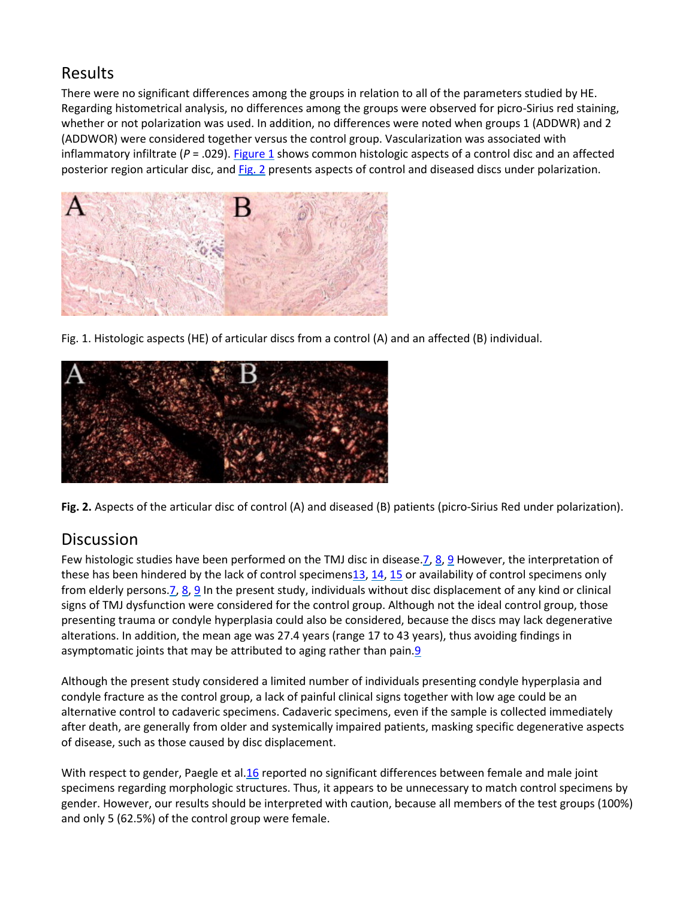## Results

There were no significant differences among the groups in relation to all of the parameters studied by HE. Regarding histometrical analysis, no differences among the groups were observed for picro-Sirius red staining, whether or not polarization was used. In addition, no differences were noted when groups 1 (ADDWR) and 2 (ADDWOR) were considered together versus the control group. Vascularization was associated with inflammatory infiltrate ($P = .029$). Figure 1 shows common histologic aspects of a control disc and an affected posterior region articular disc, and Fig. 2 presents aspects of control and diseased discs under polarization.

Fig. 1. Histologic aspects (HE) of articular discs from a control (A) and an affected (B) individual.

**Fig. 2.** Aspects of the articular disc of control (A) and diseased (B) patients (picro-Sirius Red under polarization).

## Discussion

Few histologic studies have been performed on the TMJ disc in disease.[7, 8, 9] However, the interpretation of these has been hindered by the lack of control specimens[13, 14, 15] or availability of control specimens only from elderly persons.[7, 8, 9] In the present study, individuals without disc displacement of any kind or clinical signs of TMJ dysfunction were considered for the control group. Although not the ideal control group, those presenting trauma or condyle hyperplasia could also be considered, because the discs may lack degenerative alterations. In addition, the mean age was 27.4 years (range 17 to 43 years), thus avoiding findings in asymptomatic joints that may be attributed to aging rather than pain.[9]

Although the present study considered a limited number of individuals presenting condyle hyperplasia and condyle fracture as the control group, a lack of painful clinical signs together with low age could be an alternative control to cadaveric specimens. Cadaveric specimens, even if the sample is collected immediately after death, are generally from older and systemically impaired patients, masking specific degenerative aspects of disease, such as those caused by disc displacement.

With respect to gender, Paegle et al.[16] reported no significant differences between female and male joint specimens regarding morphologic structures. Thus, it appears to be unnecessary to match control specimens by gender. However, our results should be interpreted with caution, because all members of the test groups (100%) and only 5 (62.5%) of the control group were female.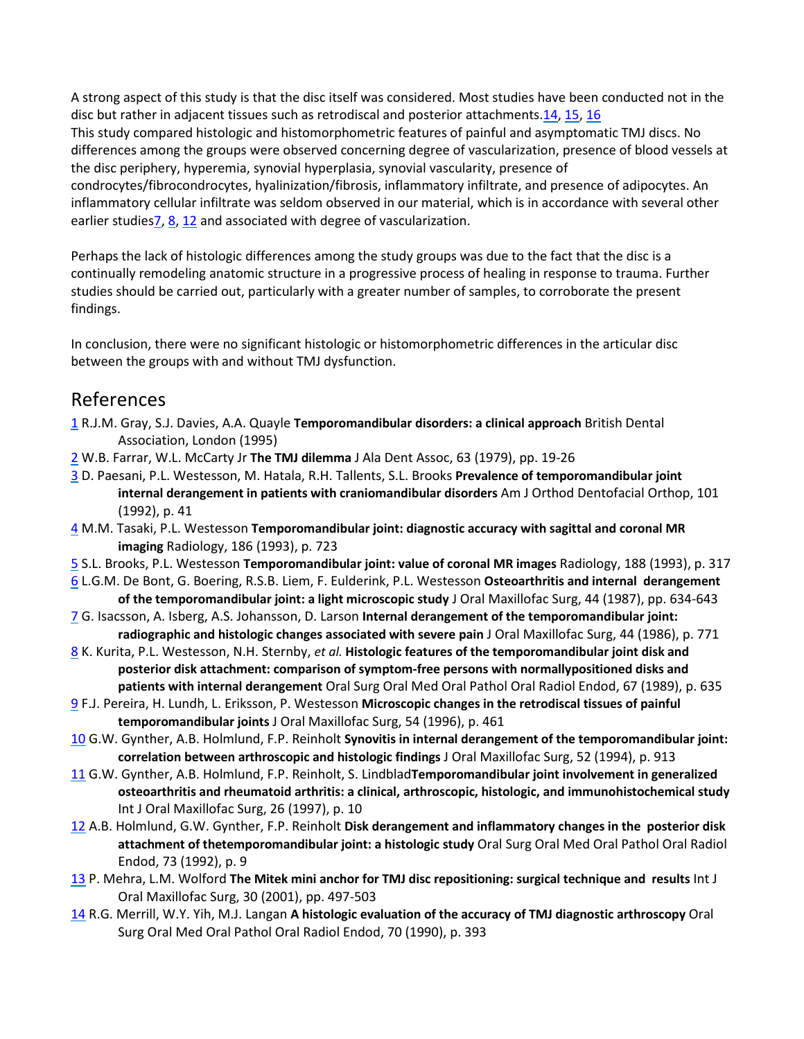A strong aspect of this study is that the disc itself was considered. Most studies have been conducted not in the disc but rather in adjacent tissues such as retrodiscal and posterior attachments.[14], [15], [16]
This study compared histologic and histomorphometric features of painful and asymptomatic TMJ discs. No differences among the groups were observed concerning degree of vascularization, presence of blood vessels at the disc periphery, hyperemia, synovial hyperplasia, synovial vascularity, presence of condrocytes/fibrocondrocytes, hyalinization/fibrosis, inflammatory infiltrate, and presence of adipocytes. An inflammatory cellular infiltrate was seldom observed in our material, which is in accordance with several other earlier studies[7], [8], [12] and associated with degree of vascularization.

Perhaps the lack of histologic differences among the study groups was due to the fact that the disc is a continually remodeling anatomic structure in a progressive process of healing in response to trauma. Further studies should be carried out, particularly with a greater number of samples, to corroborate the present findings.

In conclusion, there were no significant histologic or histomorphometric differences in the articular disc between the groups with and without TMJ dysfunction.

## References

1 R.J.M. Gray, S.J. Davies, A.A. Quayle **Temporomandibular disorders: a clinical approach** British Dental Association, London (1995)

2 W.B. Farrar, W.L. McCarty Jr **The TMJ dilemma** J Ala Dent Assoc, 63 (1979), pp. 19-26

3 D. Paesani, P.L. Westesson, M. Hatala, R.H. Tallents, S.L. Brooks **Prevalence of temporomandibular joint internal derangement in patients with craniomandibular disorders** Am J Orthod Dentofacial Orthop, 101 (1992), p. 41

4 M.M. Tasaki, P.L. Westesson **Temporomandibular joint: diagnostic accuracy with sagittal and coronal MR imaging** Radiology, 186 (1993), p. 723

5 S.L. Brooks, P.L. Westesson **Temporomandibular joint: value of coronal MR images** Radiology, 188 (1993), p. 317

6 L.G.M. De Bont, G. Boering, R.S.B. Liem, F. Eulderink, P.L. Westesson **Osteoarthritis and internal derangement of the temporomandibular joint: a light microscopic study** J Oral Maxillofac Surg, 44 (1987), pp. 634-643

7 G. Isacsson, A. Isberg, A.S. Johansson, D. Larson **Internal derangement of the temporomandibular joint: radiographic and histologic changes associated with severe pain** J Oral Maxillofac Surg, 44 (1986), p. 771

8 K. Kurita, P.L. Westesson, N.H. Sternby, *et al.* **Histologic features of the temporomandibular joint disk and posterior disk attachment: comparison of symptom-free persons with normallypositioned disks and patients with internal derangement** Oral Surg Oral Med Oral Pathol Oral Radiol Endod, 67 (1989), p. 635

9 F.J. Pereira, H. Lundh, L. Eriksson, P. Westesson **Microscopic changes in the retrodiscal tissues of painful temporomandibular joints** J Oral Maxillofac Surg, 54 (1996), p. 461

10 G.W. Gynther, A.B. Holmlund, F.P. Reinholt **Synovitis in internal derangement of the temporomandibular joint: correlation between arthroscopic and histologic findings** J Oral Maxillofac Surg, 52 (1994), p. 913

11 G.W. Gynther, A.B. Holmlund, F.P. Reinholt, S. Lindblad**Temporomandibular joint involvement in generalized osteoarthritis and rheumatoid arthritis: a clinical, arthroscopic, histologic, and immunohistochemical study** Int J Oral Maxillofac Surg, 26 (1997), p. 10

12 A.B. Holmlund, G.W. Gynther, F.P. Reinholt **Disk derangement and inflammatory changes in the posterior disk attachment of thetemporomandibular joint: a histologic study** Oral Surg Oral Med Oral Pathol Oral Radiol Endod, 73 (1992), p. 9

13 P. Mehra, L.M. Wolford **The Mitek mini anchor for TMJ disc repositioning: surgical technique and results** Int J Oral Maxillofac Surg, 30 (2001), pp. 497-503

14 R.G. Merrill, W.Y. Yih, M.J. Langan **A histologic evaluation of the accuracy of TMJ diagnostic arthroscopy** Oral Surg Oral Med Oral Pathol Oral Radiol Endod, 70 (1990), p. 393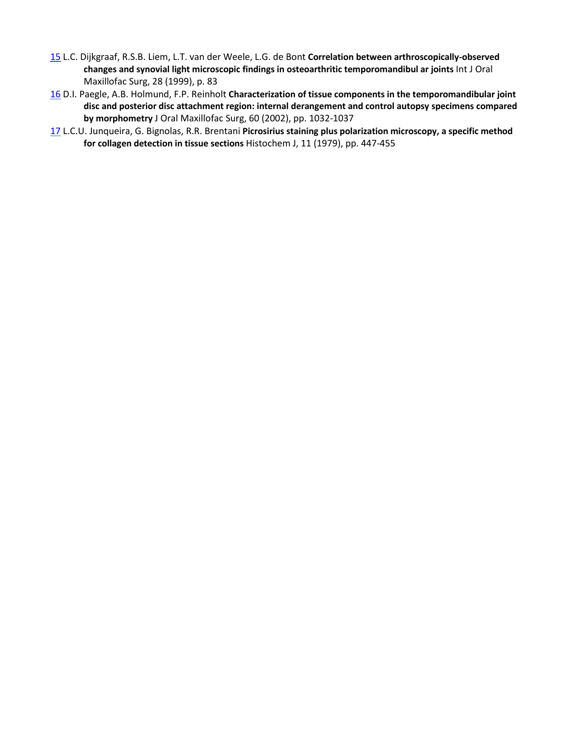[15] L.C. Dijkgraaf, R.S.B. Liem, L.T. van der Weele, L.G. de Bont **Correlation between arthroscopically-observed changes and synovial light microscopic findings in osteoarthritic temporomandibul ar joints** Int J Oral Maxillofac Surg, 28 (1999), p. 83

[16] D.I. Paegle, A.B. Holmund, F.P. Reinholt **Characterization of tissue components in the temporomandibular joint disc and posterior disc attachment region: internal derangement and control autopsy specimens compared by morphometry** J Oral Maxillofac Surg, 60 (2002), pp. 1032-1037

[17] L.C.U. Junqueira, G. Bignolas, R.R. Brentani **Picrosirius staining plus polarization microscopy, a specific method for collagen detection in tissue sections** Histochem J, 11 (1979), pp. 447-455